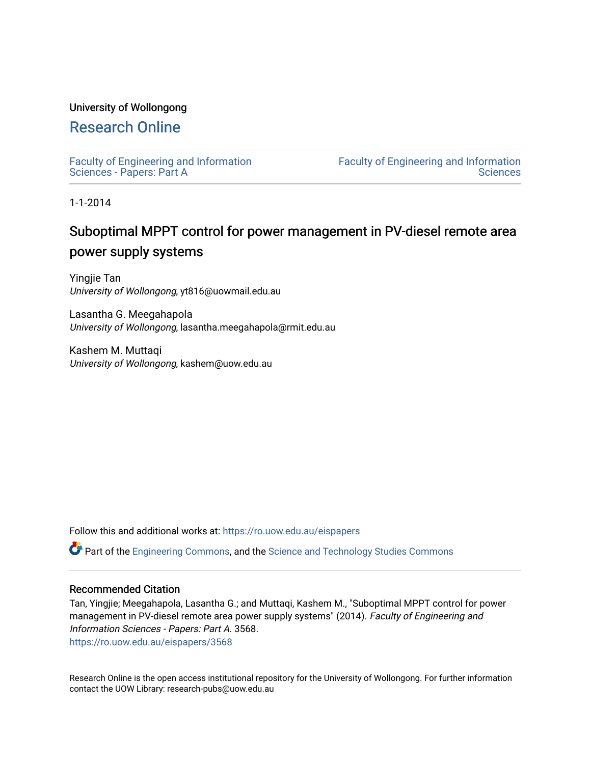University of Wollongong

# Research Online

Faculty of Engineering and Information Sciences - Papers: Part A

Faculty of Engineering and Information Sciences

1-1-2014

## Suboptimal MPPT control for power management in PV-diesel remote area power supply systems

Yingjie Tan
*University of Wollongong*, yt816@uowmail.edu.au

Lasantha G. Meegahapola
*University of Wollongong*, lasantha.meegahapola@rmit.edu.au

Kashem M. Muttaqi
*University of Wollongong*, kashem@uow.edu.au

Follow this and additional works at: https://ro.uow.edu.au/eispapers

Part of the Engineering Commons, and the Science and Technology Studies Commons

### Recommended Citation

Tan, Yingjie; Meegahapola, Lasantha G.; and Muttaqi, Kashem M., "Suboptimal MPPT control for power management in PV-diesel remote area power supply systems" (2014). *Faculty of Engineering and Information Sciences - Papers: Part A*. 3568.
https://ro.uow.edu.au/eispapers/3568

Research Online is the open access institutional repository for the University of Wollongong. For further information contact the UOW Library: research-pubs@uow.edu.au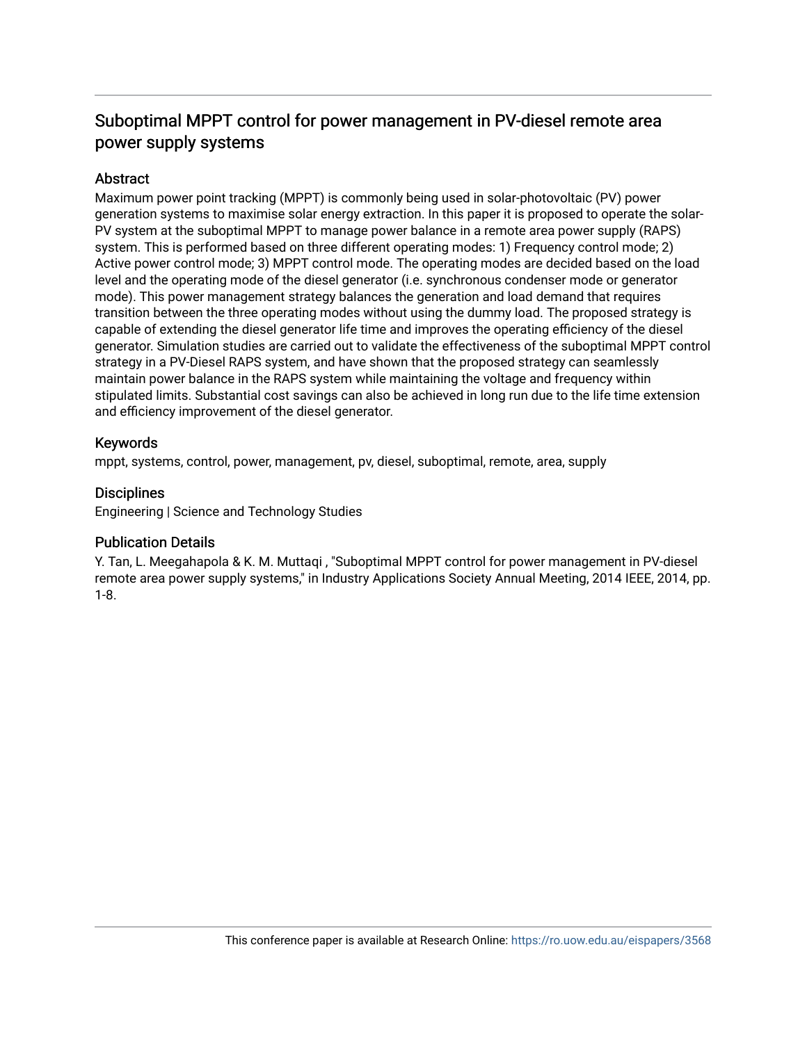# Suboptimal MPPT control for power management in PV-diesel remote area power supply systems

## Abstract

Maximum power point tracking (MPPT) is commonly being used in solar-photovoltaic (PV) power generation systems to maximise solar energy extraction. In this paper it is proposed to operate the solar-PV system at the suboptimal MPPT to manage power balance in a remote area power supply (RAPS) system. This is performed based on three different operating modes: 1) Frequency control mode; 2) Active power control mode; 3) MPPT control mode. The operating modes are decided based on the load level and the operating mode of the diesel generator (i.e. synchronous condenser mode or generator mode). This power management strategy balances the generation and load demand that requires transition between the three operating modes without using the dummy load. The proposed strategy is capable of extending the diesel generator life time and improves the operating efficiency of the diesel generator. Simulation studies are carried out to validate the effectiveness of the suboptimal MPPT control strategy in a PV-Diesel RAPS system, and have shown that the proposed strategy can seamlessly maintain power balance in the RAPS system while maintaining the voltage and frequency within stipulated limits. Substantial cost savings can also be achieved in long run due to the life time extension and efficiency improvement of the diesel generator.

## Keywords

mppt, systems, control, power, management, pv, diesel, suboptimal, remote, area, supply

## Disciplines

Engineering | Science and Technology Studies

## Publication Details

Y. Tan, L. Meegahapola & K. M. Muttaqi , "Suboptimal MPPT control for power management in PV-diesel remote area power supply systems," in Industry Applications Society Annual Meeting, 2014 IEEE, 2014, pp. 1-8.

This conference paper is available at Research Online: https://ro.uow.edu.au/eispapers/3568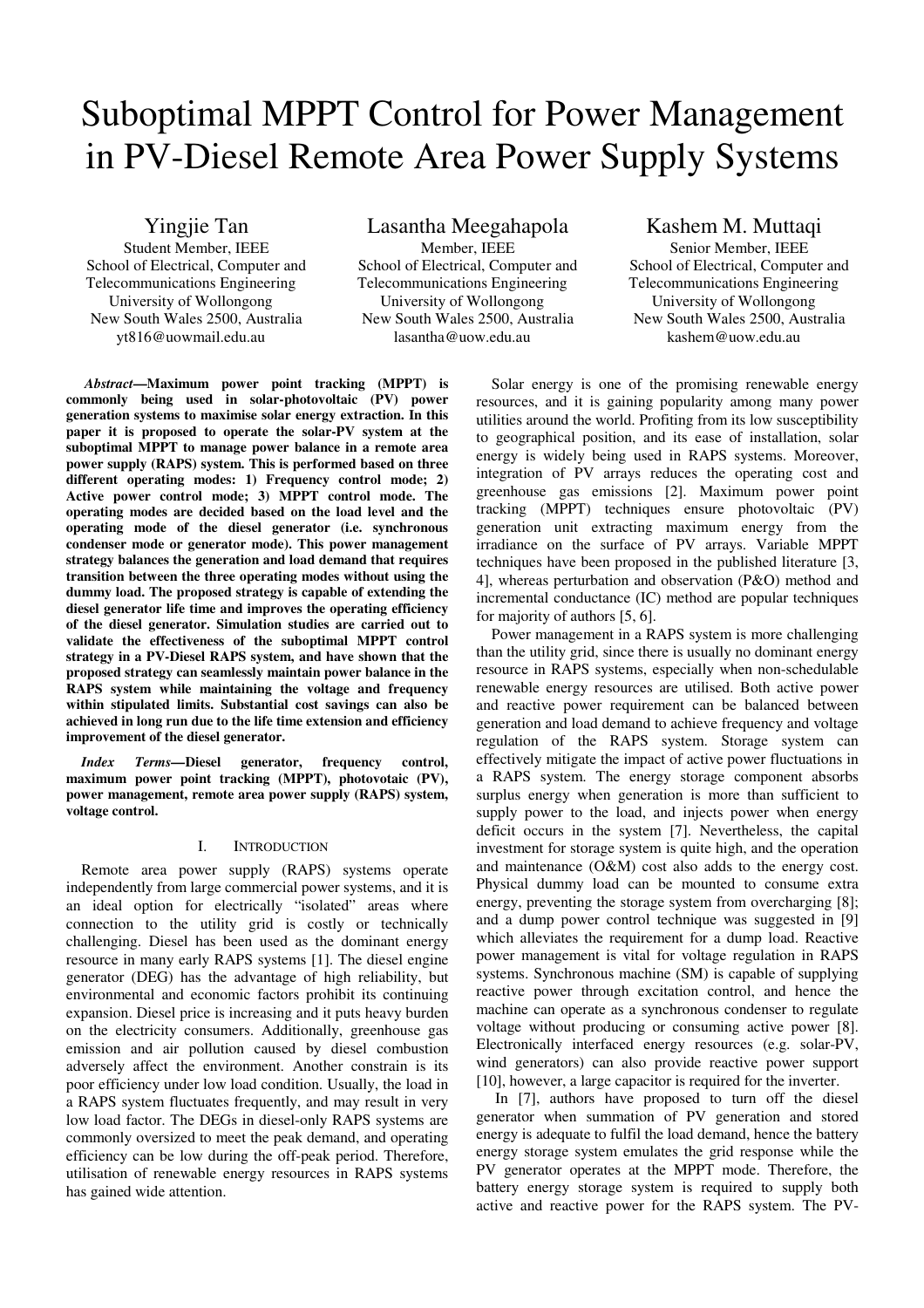# Suboptimal MPPT Control for Power Management in PV-Diesel Remote Area Power Supply Systems

**Yingjie Tan**
Student Member, IEEE
School of Electrical, Computer and Telecommunications Engineering
University of Wollongong
New South Wales 2500, Australia
yt816@uowmail.edu.au

**Lasantha Meegahapola**
Member, IEEE
School of Electrical, Computer and Telecommunications Engineering
University of Wollongong
New South Wales 2500, Australia
lasantha@uow.edu.au

**Kashem M. Muttaqi**
Senior Member, IEEE
School of Electrical, Computer and Telecommunications Engineering
University of Wollongong
New South Wales 2500, Australia
kashem@uow.edu.au

***Abstract*—Maximum power point tracking (MPPT) is commonly being used in solar-photovoltaic (PV) power generation systems to maximise solar energy extraction. In this paper it is proposed to operate the solar-PV system at the suboptimal MPPT to manage power balance in a remote area power supply (RAPS) system. This is performed based on three different operating modes: 1) Frequency control mode; 2) Active power control mode; 3) MPPT control mode. The operating modes are decided based on the load level and the operating mode of the diesel generator (i.e. synchronous condenser mode or generator mode). This power management strategy balances the generation and load demand that requires transition between the three operating modes without using the dummy load. The proposed strategy is capable of extending the diesel generator life time and improves the operating efficiency of the diesel generator. Simulation studies are carried out to validate the effectiveness of the suboptimal MPPT control strategy in a PV-Diesel RAPS system, and have shown that the proposed strategy can seamlessly maintain power balance in the RAPS system while maintaining the voltage and frequency within stipulated limits. Substantial cost savings can also be achieved in long run due to the life time extension and efficiency improvement of the diesel generator.**

***Index Terms*—Diesel generator, frequency control, maximum power point tracking (MPPT), photovotaic (PV), power management, remote area power supply (RAPS) system, voltage control.**

## I. Introduction

Remote area power supply (RAPS) systems operate independently from large commercial power systems, and it is an ideal option for electrically "isolated" areas where connection to the utility grid is costly or technically challenging. Diesel has been used as the dominant energy resource in many early RAPS systems [1]. The diesel engine generator (DEG) has the advantage of high reliability, but environmental and economic factors prohibit its continuing expansion. Diesel price is increasing and it puts heavy burden on the electricity consumers. Additionally, greenhouse gas emission and air pollution caused by diesel combustion adversely affect the environment. Another constrain is its poor efficiency under low load condition. Usually, the load in a RAPS system fluctuates frequently, and may result in very low load factor. The DEGs in diesel-only RAPS systems are commonly oversized to meet the peak demand, and operating efficiency can be low during the off-peak period. Therefore, utilisation of renewable energy resources in RAPS systems has gained wide attention.

Solar energy is one of the promising renewable energy resources, and it is gaining popularity among many power utilities around the world. Profiting from its low susceptibility to geographical position, and its ease of installation, solar energy is widely being used in RAPS systems. Moreover, integration of PV arrays reduces the operating cost and greenhouse gas emissions [2]. Maximum power point tracking (MPPT) techniques ensure photovoltaic (PV) generation unit extracting maximum energy from the irradiance on the surface of PV arrays. Variable MPPT techniques have been proposed in the published literature [3, 4], whereas perturbation and observation (P&O) method and incremental conductance (IC) method are popular techniques for majority of authors [5, 6].

Power management in a RAPS system is more challenging than the utility grid, since there is usually no dominant energy resource in RAPS systems, especially when non-schedulable renewable energy resources are utilised. Both active power and reactive power requirement can be balanced between generation and load demand to achieve frequency and voltage regulation of the RAPS system. Storage system can effectively mitigate the impact of active power fluctuations in a RAPS system. The energy storage component absorbs surplus energy when generation is more than sufficient to supply power to the load, and injects power when energy deficit occurs in the system [7]. Nevertheless, the capital investment for storage system is quite high, and the operation and maintenance (O&M) cost also adds to the energy cost. Physical dummy load can be mounted to consume extra energy, preventing the storage system from overcharging [8]; and a dump power control technique was suggested in [9] which alleviates the requirement for a dump load. Reactive power management is vital for voltage regulation in RAPS systems. Synchronous machine (SM) is capable of supplying reactive power through excitation control, and hence the machine can operate as a synchronous condenser to regulate voltage without producing or consuming active power [8]. Electronically interfaced energy resources (e.g. solar-PV, wind generators) can also provide reactive power support [10], however, a large capacitor is required for the inverter.

In [7], authors have proposed to turn off the diesel generator when summation of PV generation and stored energy is adequate to fulfil the load demand, hence the battery energy storage system emulates the grid response while the PV generator operates at the MPPT mode. Therefore, the battery energy storage system is required to supply both active and reactive power for the RAPS system. The PV-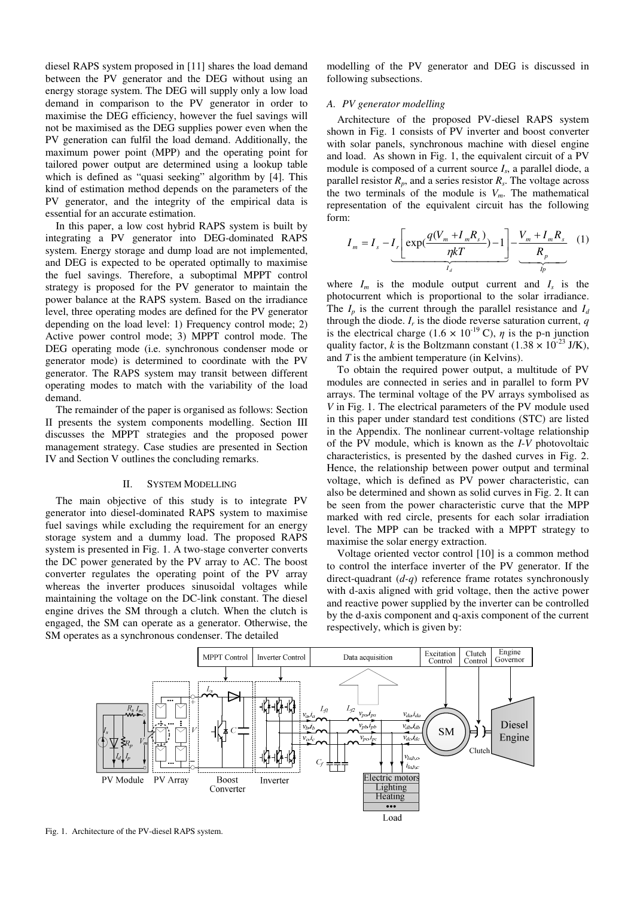diesel RAPS system proposed in [11] shares the load demand between the PV generator and the DEG without using an energy storage system. The DEG will supply only a low load demand in comparison to the PV generator in order to maximise the DEG efficiency, however the fuel savings will not be maximised as the DEG supplies power even when the PV generation can fulfil the load demand. Additionally, the maximum power point (MPP) and the operating point for tailored power output are determined using a lookup table which is defined as "quasi seeking" algorithm by [4]. This kind of estimation method depends on the parameters of the PV generator, and the integrity of the empirical data is essential for an accurate estimation.

In this paper, a low cost hybrid RAPS system is built by integrating a PV generator into DEG-dominated RAPS system. Energy storage and dump load are not implemented, and DEG is expected to be operated optimally to maximise the fuel savings. Therefore, a suboptimal MPPT control strategy is proposed for the PV generator to maintain the power balance at the RAPS system. Based on the irradiance level, three operating modes are defined for the PV generator depending on the load level: 1) Frequency control mode; 2) Active power control mode; 3) MPPT control mode. The DEG operating mode (i.e. synchronous condenser mode or generator mode) is determined to coordinate with the PV generator. The RAPS system may transit between different operating modes to match with the variability of the load demand.

The remainder of the paper is organised as follows: Section II presents the system components modelling. Section III discusses the MPPT strategies and the proposed power management strategy. Case studies are presented in Section IV and Section V outlines the concluding remarks.

## II. System Modelling

The main objective of this study is to integrate PV generator into diesel-dominated RAPS system to maximise fuel savings while excluding the requirement for an energy storage system and a dummy load. The proposed RAPS system is presented in Fig. 1. A two-stage converter converts the DC power generated by the PV array to AC. The boost converter regulates the operating point of the PV array whereas the inverter produces sinusoidal voltages while maintaining the voltage on the DC-link constant. The diesel engine drives the SM through a clutch. When the clutch is engaged, the SM can operate as a generator. Otherwise, the SM operates as a synchronous condenser. The detailed modelling of the PV generator and DEG is discussed in following subsections.

### A. PV generator modelling

Architecture of the proposed PV-diesel RAPS system shown in Fig. 1 consists of PV inverter and boost converter with solar panels, synchronous machine with diesel engine and load. As shown in Fig. 1, the equivalent circuit of a PV module is composed of a current source $I_s$, a parallel diode, a parallel resistor $R_p$, and a series resistor $R_s$. The voltage across the two terminals of the module is $V_m$. The mathematical representation of the equivalent circuit has the following form:

$$I_m = I_s - \underbrace{I_r\left[\exp\left(\frac{q(V_m + I_m R_s)}{\eta k T}\right) - 1\right]}_{I_d} - \underbrace{\frac{V_m + I_m R_s}{R_p}}_{Ip} \quad (1)$$

where $I_m$ is the module output current and $I_s$ is the photocurrent which is proportional to the solar irradiance. The $I_p$ is the current through the parallel resistance and $I_d$ through the diode. $I_r$ is the diode reverse saturation current, $q$ is the electrical charge ($1.6 \times 10^{-19}$ C), $\eta$ is the p-n junction quality factor, $k$ is the Boltzmann constant ($1.38 \times 10^{-23}$ J/K), and $T$ is the ambient temperature (in Kelvins).

To obtain the required power output, a multitude of PV modules are connected in series and in parallel to form PV arrays. The terminal voltage of the PV arrays symbolised as $V$ in Fig. 1. The electrical parameters of the PV module used in this paper under standard test conditions (STC) are listed in the Appendix. The nonlinear current-voltage relationship of the PV module, which is known as the *I-V* photovoltaic characteristics, is presented by the dashed curves in Fig. 2. Hence, the relationship between power output and terminal voltage, which is defined as PV power characteristic, can also be determined and shown as solid curves in Fig. 2. It can be seen from the power characteristic curve that the MPP marked with red circle, presents for each solar irradiation level. The MPP can be tracked with a MPPT strategy to maximise the solar energy extraction.

Voltage oriented vector control [10] is a common method to control the interface inverter of the PV generator. If the direct-quadrant (*d-q*) reference frame rotates synchronously with d-axis aligned with grid voltage, then the active power and reactive power supplied by the inverter can be controlled by the d-axis component and q-axis component of the current respectively, which is given by:

Fig. 1. Architecture of the PV-diesel RAPS system.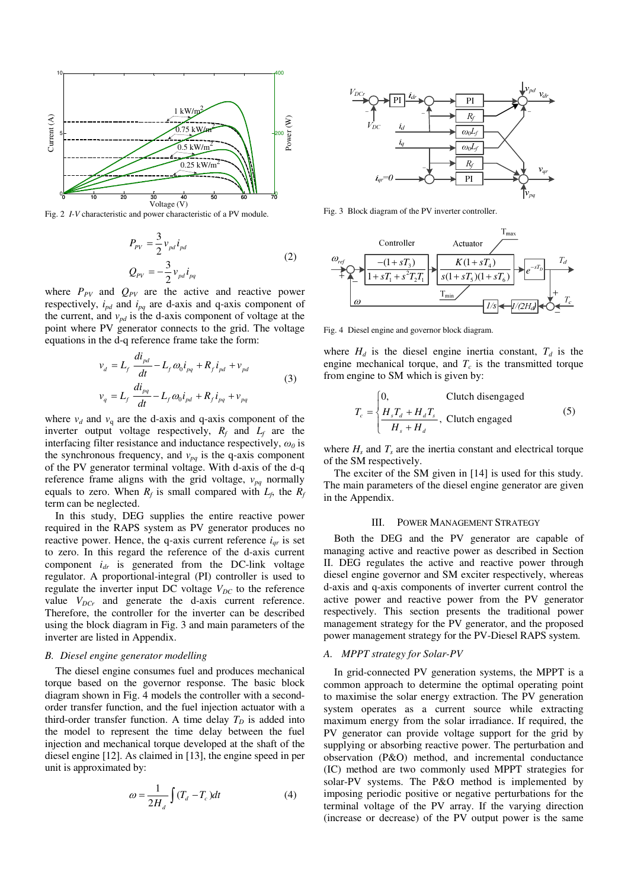Fig. 2 *I-V* characteristic and power characteristic of a PV module.

$$
\begin{aligned}
P_{PV} &= \frac{3}{2} v_{pd} i_{pd} \\
Q_{PV} &= -\frac{3}{2} v_{pd} i_{pq}
\end{aligned} \tag{2}
$$

where $P_{PV}$ and $Q_{PV}$ are the active and reactive power respectively, $i_{pd}$ and $i_{pq}$ are d-axis and q-axis component of the current, and $v_{pd}$ is the d-axis component of voltage at the point where PV generator connects to the grid. The voltage equations in the d-q reference frame take the form:

$$
\begin{aligned}
v_d &= L_f \frac{di_{pd}}{dt} - L_f \omega_0 i_{pq} + R_f i_{pd} + v_{pd} \\
v_q &= L_f \frac{di_{pq}}{dt} - L_f \omega_0 i_{pd} + R_f i_{pq} + v_{pq}
\end{aligned} \tag{3}
$$

where $v_d$ and $v_q$ are the d-axis and q-axis component of the inverter output voltage respectively, $R_f$ and $L_f$ are the interfacing filter resistance and inductance respectively, $\omega_0$ is the synchronous frequency, and $v_{pq}$ is the q-axis component of the PV generator terminal voltage. With d-axis of the d-q reference frame aligns with the grid voltage, $v_{pq}$ normally equals to zero. When $R_f$ is small compared with $L_f$, the $R_f$ term can be neglected.

In this study, DEG supplies the entire reactive power required in the RAPS system as PV generator produces no reactive power. Hence, the q-axis current reference $i_{qr}$ is set to zero. In this regard the reference of the d-axis current component $i_{dr}$ is generated from the DC-link voltage regulator. A proportional-integral (PI) controller is used to regulate the inverter input DC voltage $V_{DC}$ to the reference value $V_{DCr}$ and generate the d-axis current reference. Therefore, the controller for the inverter can be described using the block diagram in Fig. 3 and main parameters of the inverter are listed in Appendix.

### B. Diesel engine generator modelling

The diesel engine consumes fuel and produces mechanical torque based on the governor response. The basic block diagram shown in Fig. 4 models the controller with a second-order transfer function, and the fuel injection actuator with a third-order transfer function. A time delay $T_D$ is added into the model to represent the time delay between the fuel injection and mechanical torque developed at the shaft of the diesel engine [12]. As claimed in [13], the engine speed in per unit is approximated by:

$$
\omega = \frac{1}{2H_d} \int (T_d - T_c) dt \tag{4}
$$

Fig. 3 Block diagram of the PV inverter controller.

Fig. 4 Diesel engine and governor block diagram.

where $H_d$ is the diesel engine inertia constant, $T_d$ is the engine mechanical torque, and $T_c$ is the transmitted torque from engine to SM which is given by:

$$
T_c = \begin{cases} 0, & \text{Clutch disengaged} \\ \dfrac{H_s T_d + H_d T_s}{H_s + H_d}, & \text{Clutch engaged} \end{cases} \tag{5}
$$

where $H_s$ and $T_s$ are the inertia constant and electrical torque of the SM respectively.

The exciter of the SM given in [14] is used for this study. The main parameters of the diesel engine generator are given in the Appendix.

## III. Power Management Strategy

Both the DEG and the PV generator are capable of managing active and reactive power as described in Section II. DEG regulates the active and reactive power through diesel engine governor and SM exciter respectively, whereas d-axis and q-axis components of inverter current control the active power and reactive power from the PV generator respectively. This section presents the traditional power management strategy for the PV generator, and the proposed power management strategy for the PV-Diesel RAPS system.

### A. MPPT strategy for Solar-PV

In grid-connected PV generation systems, the MPPT is a common approach to determine the optimal operating point to maximise the solar energy extraction. The PV generation system operates as a current source while extracting maximum energy from the solar irradiance. If required, the PV generator can provide voltage support for the grid by supplying or absorbing reactive power. The perturbation and observation (P&O) method, and incremental conductance (IC) method are two commonly used MPPT strategies for solar-PV systems. The P&O method is implemented by imposing periodic positive or negative perturbations for the terminal voltage of the PV array. If the varying direction (increase or decrease) of the PV output power is the same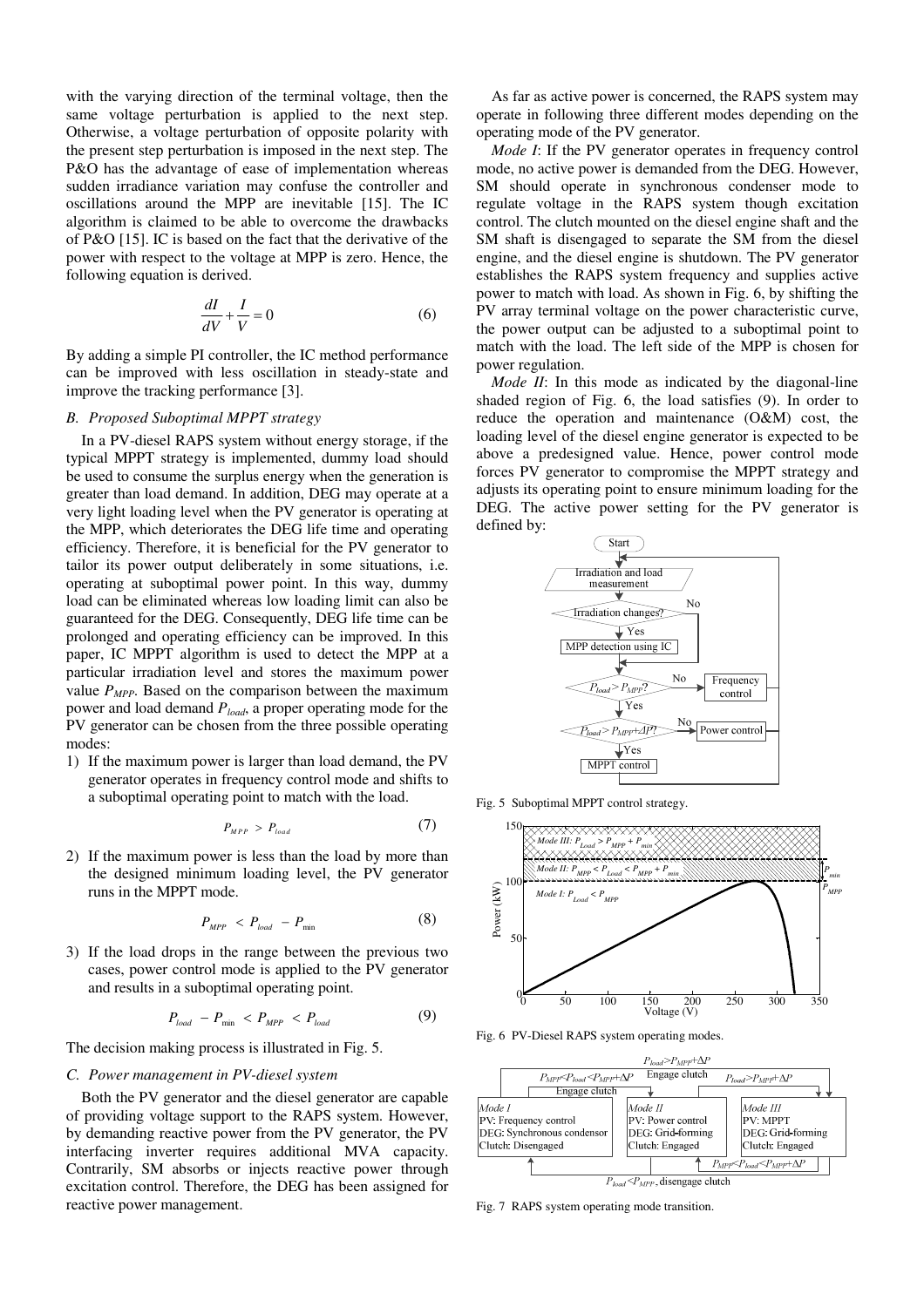with the varying direction of the terminal voltage, then the same voltage perturbation is applied to the next step. Otherwise, a voltage perturbation of opposite polarity with the present step perturbation is imposed in the next step. The P&O has the advantage of ease of implementation whereas sudden irradiance variation may confuse the controller and oscillations around the MPP are inevitable [15]. The IC algorithm is claimed to be able to overcome the drawbacks of P&O [15]. IC is based on the fact that the derivative of the power with respect to the voltage at MPP is zero. Hence, the following equation is derived.

$$\frac{dI}{dV} + \frac{I}{V} = 0 \tag{6}$$

By adding a simple PI controller, the IC method performance can be improved with less oscillation in steady-state and improve the tracking performance [3].

### *B. Proposed Suboptimal MPPT strategy*

In a PV-diesel RAPS system without energy storage, if the typical MPPT strategy is implemented, dummy load should be used to consume the surplus energy when the generation is greater than load demand. In addition, DEG may operate at a very light loading level when the PV generator is operating at the MPP, which deteriorates the DEG life time and operating efficiency. Therefore, it is beneficial for the PV generator to tailor its power output deliberately in some situations, i.e. operating at suboptimal power point. In this way, dummy load can be eliminated whereas low loading limit can also be guaranteed for the DEG. Consequently, DEG life time can be prolonged and operating efficiency can be improved. In this paper, IC MPPT algorithm is used to detect the MPP at a particular irradiation level and stores the maximum power value $P_{MPP}$. Based on the comparison between the maximum power and load demand $P_{load}$, a proper operating mode for the PV generator can be chosen from the three possible operating modes:

1) If the maximum power is larger than load demand, the PV generator operates in frequency control mode and shifts to a suboptimal operating point to match with the load.

$$P_{MPP} > P_{load} \tag{7}$$

2) If the maximum power is less than the load by more than the designed minimum loading level, the PV generator runs in the MPPT mode.

$$P_{MPP} < P_{load} - P_{min} \tag{8}$$

3) If the load drops in the range between the previous two cases, power control mode is applied to the PV generator and results in a suboptimal operating point.

$$P_{load} - P_{min} < P_{MPP} < P_{load} \tag{9}$$

The decision making process is illustrated in Fig. 5.

### *C. Power management in PV-diesel system*

Both the PV generator and the diesel generator are capable of providing voltage support to the RAPS system. However, by demanding reactive power from the PV generator, the PV interfacing inverter requires additional MVA capacity. Contrarily, SM absorbs or injects reactive power through excitation control. Therefore, the DEG has been assigned for reactive power management.

As far as active power is concerned, the RAPS system may operate in following three different modes depending on the operating mode of the PV generator.

*Mode I*: If the PV generator operates in frequency control mode, no active power is demanded from the DEG. However, SM should operate in synchronous condenser mode to regulate voltage in the RAPS system though excitation control. The clutch mounted on the diesel engine shaft and the SM shaft is disengaged to separate the SM from the diesel engine, and the diesel engine is shutdown. The PV generator establishes the RAPS system frequency and supplies active power to match with load. As shown in Fig. 6, by shifting the PV array terminal voltage on the power characteristic curve, the power output can be adjusted to a suboptimal point to match with the load. The left side of the MPP is chosen for power regulation.

*Mode II*: In this mode as indicated by the diagonal-line shaded region of Fig. 6, the load satisfies (9). In order to reduce the operation and maintenance (O&M) cost, the loading level of the diesel engine generator is expected to be above a predesigned value. Hence, power control mode forces PV generator to compromise the MPPT strategy and adjusts its operating point to ensure minimum loading for the DEG. The active power setting for the PV generator is defined by:

Fig. 5 Suboptimal MPPT control strategy.

Fig. 6 PV-Diesel RAPS system operating modes.

Fig. 7 RAPS system operating mode transition.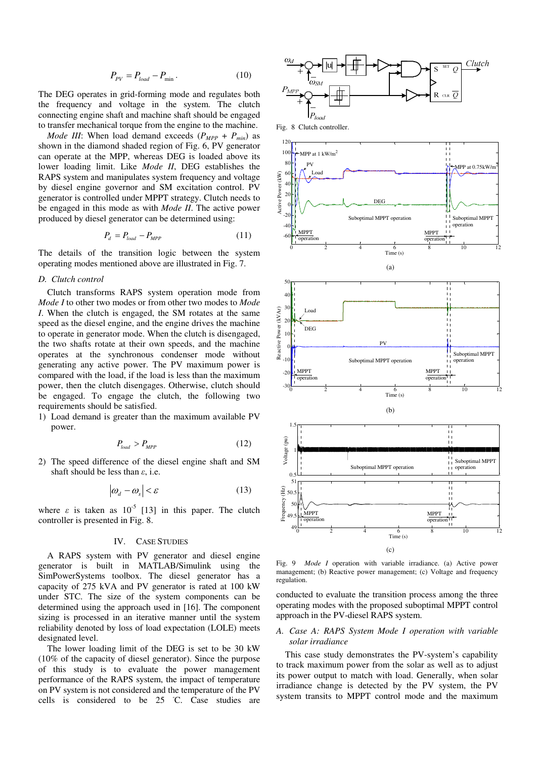$$P_{PV} = P_{load} - P_{\min} . \tag{10}$$

The DEG operates in grid-forming mode and regulates both the frequency and voltage in the system. The clutch connecting engine shaft and machine shaft should be engaged to transfer mechanical torque from the engine to the machine.

*Mode III*: When load demand exceeds ($P_{MPP}$ + $P_{min}$) as shown in the diamond shaded region of Fig. 6, PV generator can operate at the MPP, whereas DEG is loaded above its lower loading limit. Like *Mode II*, DEG establishes the RAPS system and manipulates system frequency and voltage by diesel engine governor and SM excitation control. PV generator is controlled under MPPT strategy. Clutch needs to be engaged in this mode as with *Mode II*. The active power produced by diesel generator can be determined using:

$$P_d = P_{load} - P_{MPP} \tag{11}$$

The details of the transition logic between the system operating modes mentioned above are illustrated in Fig. 7.

### D. Clutch control

Clutch transforms RAPS system operation mode from *Mode I* to other two modes or from other two modes to *Mode I*. When the clutch is engaged, the SM rotates at the same speed as the diesel engine, and the engine drives the machine to operate in generator mode. When the clutch is disengaged, the two shafts rotate at their own speeds, and the machine operates at the synchronous condenser mode without generating any active power. The PV maximum power is compared with the load, if the load is less than the maximum power, then the clutch disengages. Otherwise, clutch should be engaged. To engage the clutch, the following two requirements should be satisfied.

1) Load demand is greater than the maximum available PV power.

$$P_{load} > P_{MPP} \tag{12}$$

2) The speed difference of the diesel engine shaft and SM shaft should be less than $\varepsilon$, i.e.

$$\left|\omega_d - \omega_s\right| < \varepsilon \tag{13}$$

where $\varepsilon$ is taken as $10^{-5}$ [13] in this paper. The clutch controller is presented in Fig. 8.

## IV. Case Studies

A RAPS system with PV generator and diesel engine generator is built in MATLAB/Simulink using the SimPowerSystems toolbox. The diesel generator has a capacity of 275 kVA and PV generator is rated at 100 kW under STC. The size of the system components can be determined using the approach used in [16]. The component sizing is processed in an iterative manner until the system reliability denoted by loss of load expectation (LOLE) meets designated level.

The lower loading limit of the DEG is set to be 30 kW (10% of the capacity of diesel generator). Since the purpose of this study is to evaluate the power management performance of the RAPS system, the impact of temperature on PV system is not considered and the temperature of the PV cells is considered to be 25 ˚C. Case studies are conducted to evaluate the transition process among the three operating modes with the proposed suboptimal MPPT control approach in the PV-diesel RAPS system.

Fig. 8 Clutch controller.

Fig. 9 *Mode I* operation with variable irradiance. (a) Active power management; (b) Reactive power management; (c) Voltage and frequency regulation.

### A. Case A: RAPS System Mode I operation with variable solar irradiance

This case study demonstrates the PV-system's capability to track maximum power from the solar as well as to adjust its power output to match with load. Generally, when solar irradiance change is detected by the PV system, the PV system transits to MPPT control mode and the maximum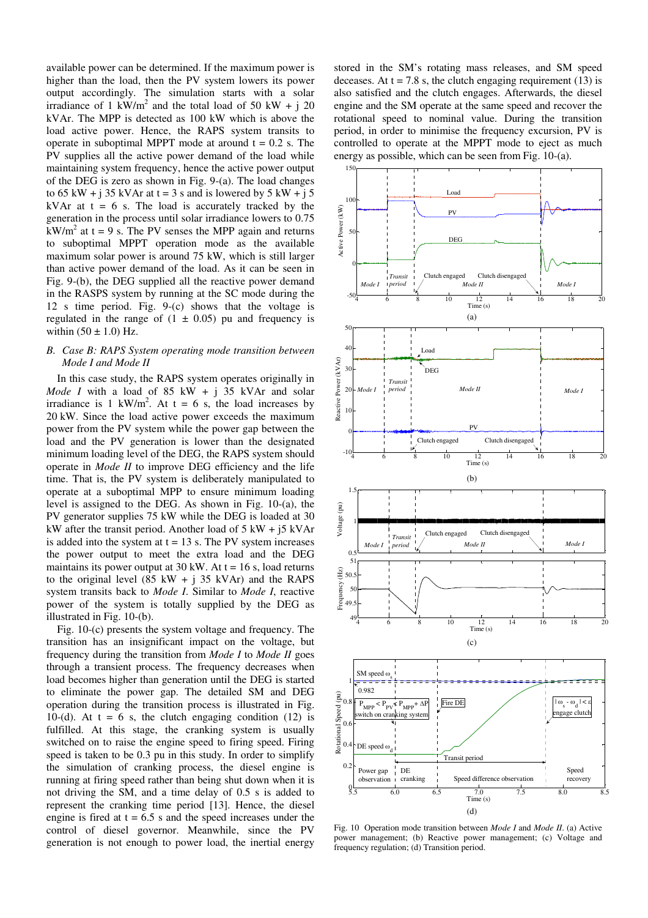available power can be determined. If the maximum power is higher than the load, then the PV system lowers its power output accordingly. The simulation starts with a solar irradiance of 1 kW/m$^2$ and the total load of 50 kW + j 20 kVAr. The MPP is detected as 100 kW which is above the load active power. Hence, the RAPS system transits to operate in suboptimal MPPT mode at around t = 0.2 s. The PV supplies all the active power demand of the load while maintaining system frequency, hence the active power output of the DEG is zero as shown in Fig. 9-(a). The load changes to 65 kW + j 35 kVAr at t = 3 s and is lowered by 5 kW + j 5 kVAr at t = 6 s. The load is accurately tracked by the generation in the process until solar irradiance lowers to 0.75 kW/m$^2$ at t = 9 s. The PV senses the MPP again and returns to suboptimal MPPT operation mode as the available maximum solar power is around 75 kW, which is still larger than active power demand of the load. As it can be seen in Fig. 9-(b), the DEG supplied all the reactive power demand in the RASPS system by running at the SC mode during the 12 s time period. Fig. 9-(c) shows that the voltage is regulated in the range of (1 ± 0.05) pu and frequency is within (50 ± 1.0) Hz.

## B. Case B: RAPS System operating mode transition between *Mode I* and *Mode II*

In this case study, the RAPS system operates originally in *Mode I* with a load of 85 kW + j 35 kVAr and solar irradiance is 1 kW/m$^2$. At t = 6 s, the load increases by 20 kW. Since the load active power exceeds the maximum power from the PV system while the power gap between the load and the PV generation is lower than the designated minimum loading level of the DEG, the RAPS system should operate in *Mode II* to improve DEG efficiency and the life time. That is, the PV system is deliberately manipulated to operate at a suboptimal MPP to ensure minimum loading level is assigned to the DEG. As shown in Fig. 10-(a), the PV generator supplies 75 kW while the DEG is loaded at 30 kW after the transit period. Another load of 5 kW + j5 kVAr is added into the system at t = 13 s. The PV system increases the power output to meet the extra load and the DEG maintains its power output at 30 kW. At t = 16 s, load returns to the original level (85 kW + j 35 kVAr) and the RAPS system transits back to *Mode I*. Similar to *Mode I*, reactive power of the system is totally supplied by the DEG as illustrated in Fig. 10-(b).

Fig. 10-(c) presents the system voltage and frequency. The transition has an insignificant impact on the voltage, but frequency during the transition from *Mode I* to *Mode II* goes through a transient process. The frequency decreases when load becomes higher than generation until the DEG is started to eliminate the power gap. The detailed SM and DEG operation during the transition process is illustrated in Fig. 10-(d). At t = 6 s, the clutch engaging condition (12) is fulfilled. At this stage, the cranking system is usually switched on to raise the engine speed to firing speed. Firing speed is taken to be 0.3 pu in this study. In order to simplify the simulation of cranking process, the diesel engine is running at firing speed rather than being shut down when it is not driving the SM, and a time delay of 0.5 s is added to represent the cranking time period [13]. Hence, the diesel engine is fired at t = 6.5 s and the speed increases under the control of diesel governor. Meanwhile, since the PV generation is not enough to power load, the inertial energy stored in the SM's rotating mass releases, and SM speed deceases. At t = 7.8 s, the clutch engaging requirement (13) is also satisfied and the clutch engages. Afterwards, the diesel engine and the SM operate at the same speed and recover the rotational speed to nominal value. During the transition period, in order to minimise the frequency excursion, PV is controlled to operate at the MPPT mode to export as much energy as possible, which can be seen from Fig. 10-(a).

Fig. 10 Operation mode transition between *Mode I* and *Mode II*. (a) Active power management; (b) Reactive power management; (c) Voltage and frequency regulation; (d) Transition period.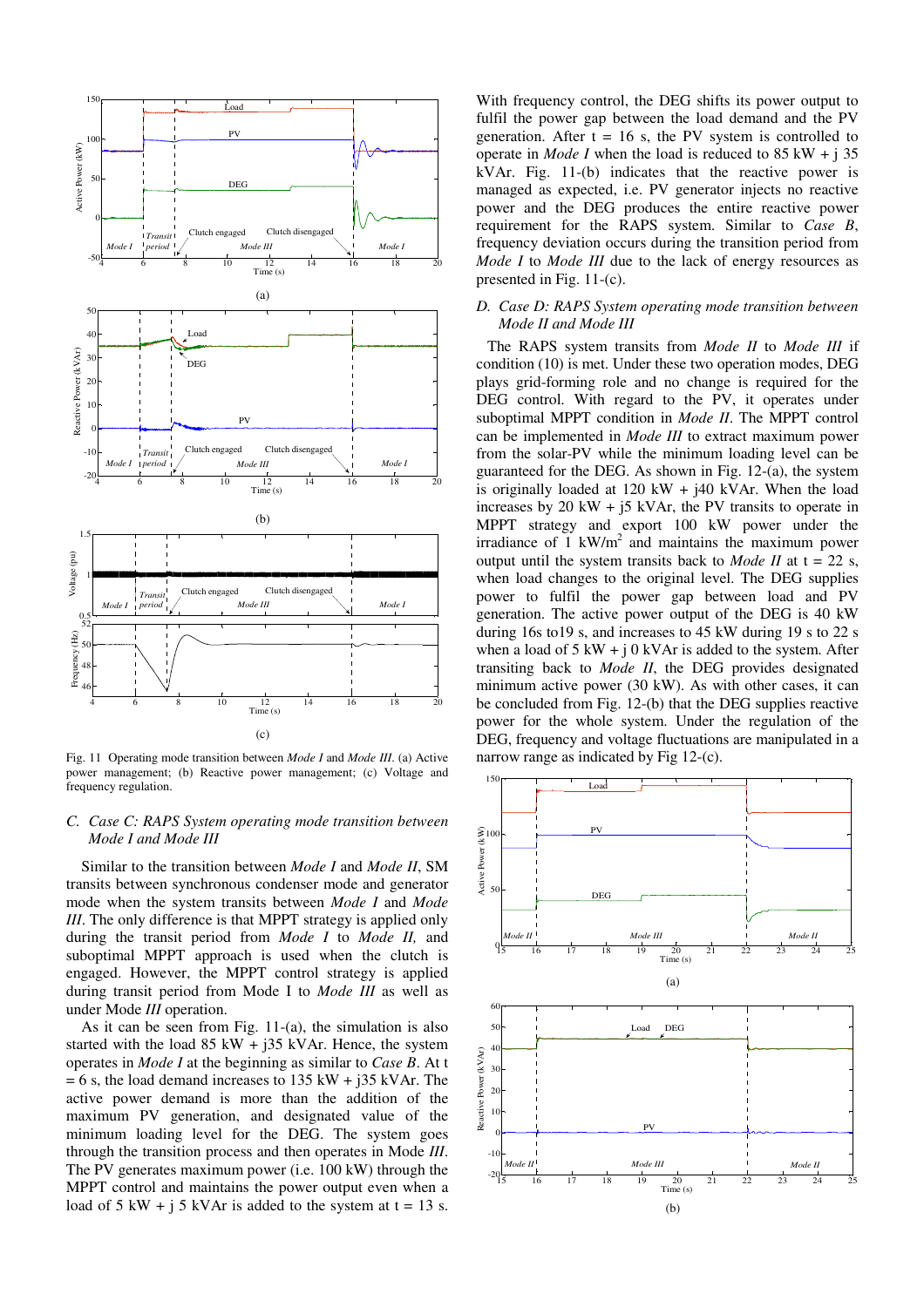Fig. 11 Operating mode transition between *Mode I* and *Mode III*. (a) Active power management; (b) Reactive power management; (c) Voltage and frequency regulation.

### C. Case C: RAPS System operating mode transition between *Mode I* and *Mode III*

Similar to the transition between *Mode I* and *Mode II*, SM transits between synchronous condenser mode and generator mode when the system transits between *Mode I* and *Mode III*. The only difference is that MPPT strategy is applied only during the transit period from *Mode I* to *Mode II,* and suboptimal MPPT approach is used when the clutch is engaged. However, the MPPT control strategy is applied during transit period from Mode I to *Mode III* as well as under Mode *III* operation.

As it can be seen from Fig. 11-(a), the simulation is also started with the load 85 kW + j35 kVAr. Hence, the system operates in *Mode I* at the beginning as similar to *Case B*. At t = 6 s, the load demand increases to 135 kW + j35 kVAr. The active power demand is more than the addition of the maximum PV generation, and designated value of the minimum loading level for the DEG. The system goes through the transition process and then operates in Mode *III*. The PV generates maximum power (i.e. 100 kW) through the MPPT control and maintains the power output even when a load of 5 kW + j 5 kVAr is added to the system at t = 13 s. With frequency control, the DEG shifts its power output to fulfil the power gap between the load demand and the PV generation. After t = 16 s, the PV system is controlled to operate in *Mode I* when the load is reduced to 85 kW + j 35 kVAr. Fig. 11-(b) indicates that the reactive power is managed as expected, i.e. PV generator injects no reactive power and the DEG produces the entire reactive power requirement for the RAPS system. Similar to *Case B*, frequency deviation occurs during the transition period from *Mode I* to *Mode III* due to the lack of energy resources as presented in Fig. 11-(c).

### D. Case D: RAPS System operating mode transition between *Mode II* and *Mode III*

The RAPS system transits from *Mode II* to *Mode III* if condition (10) is met. Under these two operation modes, DEG plays grid-forming role and no change is required for the DEG control. With regard to the PV, it operates under suboptimal MPPT condition in *Mode II*. The MPPT control can be implemented in *Mode III* to extract maximum power from the solar-PV while the minimum loading level can be guaranteed for the DEG. As shown in Fig. 12-(a), the system is originally loaded at 120 kW + j40 kVAr. When the load increases by 20 kW + j5 kVAr, the PV transits to operate in MPPT strategy and export 100 kW power under the irradiance of 1 kW/m$^2$ and maintains the maximum power output until the system transits back to *Mode II* at t = 22 s, when load changes to the original level. The DEG supplies power to fulfil the power gap between load and PV generation. The active power output of the DEG is 40 kW during 16s to19 s, and increases to 45 kW during 19 s to 22 s when a load of 5 kW + j 0 kVAr is added to the system. After transiting back to *Mode II*, the DEG provides designated minimum active power (30 kW). As with other cases, it can be concluded from Fig. 12-(b) that the DEG supplies reactive power for the whole system. Under the regulation of the DEG, frequency and voltage fluctuations are manipulated in a narrow range as indicated by Fig 12-(c).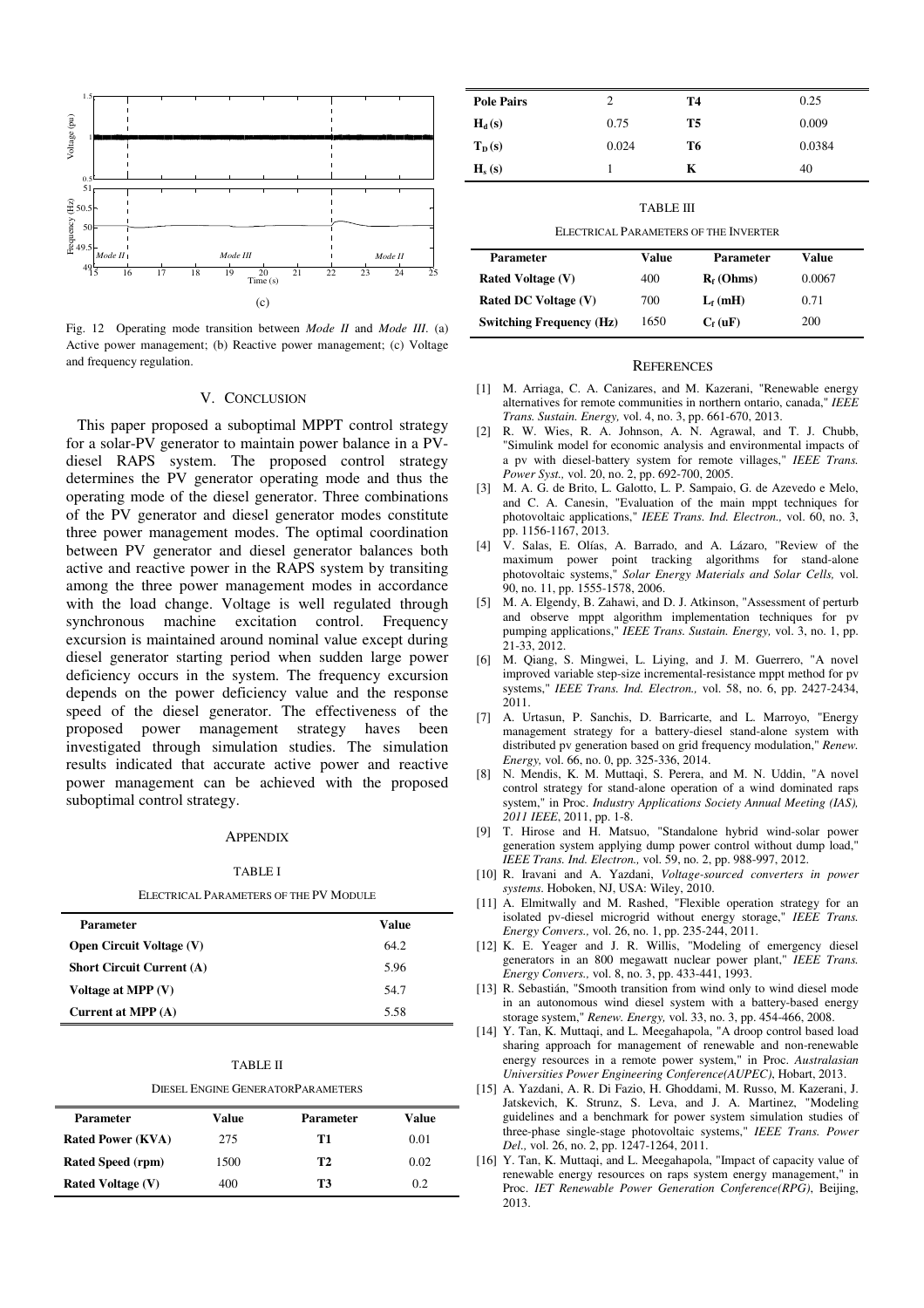1.5

Voltage (pu)

1

0.5

51

50.5

Frequency (Hz)

50

49.5

Mode II

Mode III

Mode II

49

15 16 17 18 19 20 21 22 23 24 25

Time (s)

(c)

Fig. 12 Operating mode transition between *Mode II* and *Mode III*. (a) Active power management; (b) Reactive power management; (c) Voltage and frequency regulation.

## V. CONCLUSION

This paper proposed a suboptimal MPPT control strategy for a solar-PV generator to maintain power balance in a PV-diesel RAPS system. The proposed control strategy determines the PV generator operating mode and thus the operating mode of the diesel generator. Three combinations of the PV generator and diesel generator modes constitute three power management modes. The optimal coordination between PV generator and diesel generator balances both active and reactive power in the RAPS system by transiting among the three power management modes in accordance with the load change. Voltage is well regulated through synchronous machine excitation control. Frequency excursion is maintained around nominal value except during diesel generator starting period when sudden large power deficiency occurs in the system. The frequency excursion depends on the power deficiency value and the response speed of the diesel generator. The effectiveness of the proposed power management strategy haves been investigated through simulation studies. The simulation results indicated that accurate active power and reactive power management can be achieved with the proposed suboptimal control strategy.

## APPENDIX

TABLE I

ELECTRICAL PARAMETERS OF THE PV MODULE

| Parameter | Value |
|---|---|
| **Open Circuit Voltage (V)** | 64.2 |
| **Short Circuit Current (A)** | 5.96 |
| **Voltage at MPP (V)** | 54.7 |
| **Current at MPP (A)** | 5.58 |

TABLE II

DIESEL ENGINE GENERATORPARAMETERS

| Parameter | Value | Parameter | Value |
|---|---|---|---|
| **Rated Power (KVA)** | 275 | **T1** | 0.01 |
| **Rated Speed (rpm)** | 1500 | **T2** | 0.02 |
| **Rated Voltage (V)** | 400 | **T3** | 0.2 |
| **Pole Pairs** | 2 | **T4** | 0.25 |
| **$H_d$ (s)** | 0.75 | **T5** | 0.009 |
| **$T_D$ (s)** | 0.024 | **T6** | 0.0384 |
| **$H_s$ (s)** | 1 | **K** | 40 |

TABLE III

ELECTRICAL PARAMETERS OF THE INVERTER

| Parameter | Value | Parameter | Value |
|---|---|---|---|
| **Rated Voltage (V)** | 400 | **$R_f$ (Ohms)** | 0.0067 |
| **Rated DC Voltage (V)** | 700 | **$L_f$ (mH)** | 0.71 |
| **Switching Frequency (Hz)** | 1650 | **$C_f$ (uF)** | 200 |

## REFERENCES

[1] M. Arriaga, C. A. Canizares, and M. Kazerani, "Renewable energy alternatives for remote communities in northern ontario, canada," *IEEE Trans. Sustain. Energy,* vol. 4, no. 3, pp. 661-670, 2013.

[2] R. W. Wies, R. A. Johnson, A. N. Agrawal, and T. J. Chubb, "Simulink model for economic analysis and environmental impacts of a pv with diesel-battery system for remote villages," *IEEE Trans. Power Syst.,* vol. 20, no. 2, pp. 692-700, 2005.

[3] M. A. G. de Brito, L. Galotto, L. P. Sampaio, G. de Azevedo e Melo, and C. A. Canesin, "Evaluation of the main mppt techniques for photovoltaic applications," *IEEE Trans. Ind. Electron.,* vol. 60, no. 3, pp. 1156-1167, 2013.

[4] V. Salas, E. Olías, A. Barrado, and A. Lázaro, "Review of the maximum power point tracking algorithms for stand-alone photovoltaic systems," *Solar Energy Materials and Solar Cells,* vol. 90, no. 11, pp. 1555-1578, 2006.

[5] M. A. Elgendy, B. Zahawi, and D. J. Atkinson, "Assessment of perturb and observe mppt algorithm implementation techniques for pv pumping applications," *IEEE Trans. Sustain. Energy,* vol. 3, no. 1, pp. 21-33, 2012.

[6] M. Qiang, S. Mingwei, L. Liying, and J. M. Guerrero, "A novel improved variable step-size incremental-resistance mppt method for pv systems," *IEEE Trans. Ind. Electron.,* vol. 58, no. 6, pp. 2427-2434, 2011.

[7] A. Urtasun, P. Sanchis, D. Barricarte, and L. Marroyo, "Energy management strategy for a battery-diesel stand-alone system with distributed pv generation based on grid frequency modulation," *Renew. Energy,* vol. 66, no. 0, pp. 325-336, 2014.

[8] N. Mendis, K. M. Muttaqi, S. Perera, and M. N. Uddin, "A novel control strategy for stand-alone operation of a wind dominated raps system," in Proc. *Industry Applications Society Annual Meeting (IAS), 2011 IEEE*, 2011, pp. 1-8.

[9] T. Hirose and H. Matsuo, "Standalone hybrid wind-solar power generation system applying dump power control without dump load," *IEEE Trans. Ind. Electron.,* vol. 59, no. 2, pp. 988-997, 2012.

[10] R. Iravani and A. Yazdani, *Voltage-sourced converters in power systems*. Hoboken, NJ, USA: Wiley, 2010.

[11] A. Elmitwally and M. Rashed, "Flexible operation strategy for an isolated pv-diesel microgrid without energy storage," *IEEE Trans. Energy Convers.,* vol. 26, no. 1, pp. 235-244, 2011.

[12] K. E. Yeager and J. R. Willis, "Modeling of emergency diesel generators in an 800 megawatt nuclear power plant," *IEEE Trans. Energy Convers.,* vol. 8, no. 3, pp. 433-441, 1993.

[13] R. Sebastián, "Smooth transition from wind only to wind diesel mode in an autonomous wind diesel system with a battery-based energy storage system," *Renew. Energy,* vol. 33, no. 3, pp. 454-466, 2008.

[14] Y. Tan, K. Muttaqi, and L. Meegahapola, "A droop control based load sharing approach for management of renewable and non-renewable energy resources in a remote power system," in Proc. *Australasian Universities Power Engineering Conference(AUPEC)*, Hobart, 2013.

[15] A. Yazdani, A. R. Di Fazio, H. Ghoddami, M. Russo, M. Kazerani, J. Jatskevich, K. Strunz, S. Leva, and J. A. Martinez, "Modeling guidelines and a benchmark for power system simulation studies of three-phase single-stage photovoltaic systems," *IEEE Trans. Power Del.,* vol. 26, no. 2, pp. 1247-1264, 2011.

[16] Y. Tan, K. Muttaqi, and L. Meegahapola, "Impact of capacity value of renewable energy resources on raps system energy management," in Proc. *IET Renewable Power Generation Conference(RPG)*, Beijing, 2013.